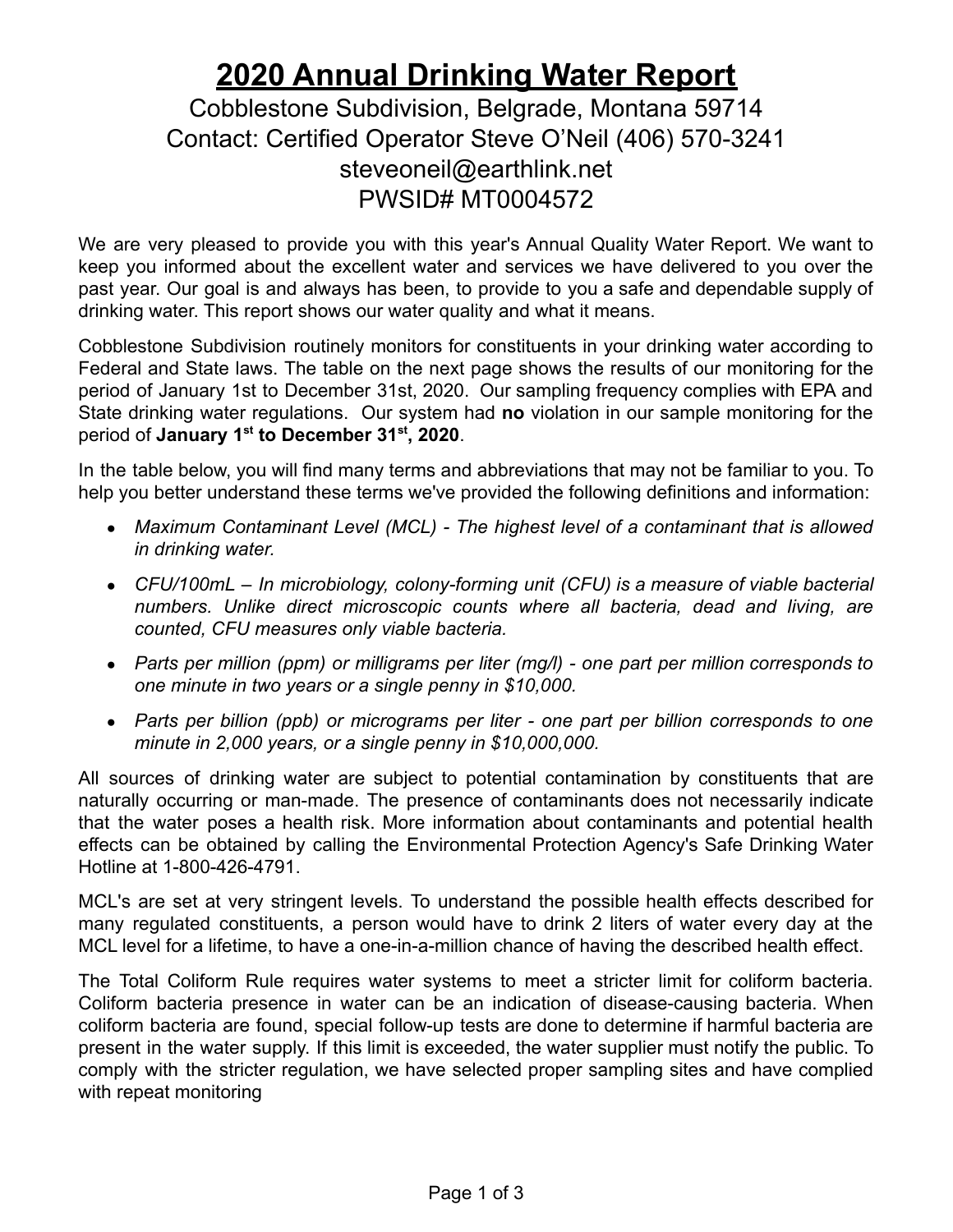# 2020 Annual Drinking Water Report

Cobblestone Subdivision, Belgrade, Montana 59714
Contact: Certified Operator Steve O'Neil (406) 570-3241
steveoneil@earthlink.net
PWSID# MT0004572

We are very pleased to provide you with this year's Annual Quality Water Report. We want to keep you informed about the excellent water and services we have delivered to you over the past year. Our goal is and always has been, to provide to you a safe and dependable supply of drinking water. This report shows our water quality and what it means.

Cobblestone Subdivision routinely monitors for constituents in your drinking water according to Federal and State laws. The table on the next page shows the results of our monitoring for the period of January 1st to December 31st, 2020. Our sampling frequency complies with EPA and State drinking water regulations. Our system had **no** violation in our sample monitoring for the period of **January 1st to December 31st, 2020**.

In the table below, you will find many terms and abbreviations that may not be familiar to you. To help you better understand these terms we've provided the following definitions and information:

- *Maximum Contaminant Level (MCL) - The highest level of a contaminant that is allowed in drinking water.*
- *CFU/100mL – In microbiology, colony-forming unit (CFU) is a measure of viable bacterial numbers. Unlike direct microscopic counts where all bacteria, dead and living, are counted, CFU measures only viable bacteria.*
- *Parts per million (ppm) or milligrams per liter (mg/l) - one part per million corresponds to one minute in two years or a single penny in $10,000.*
- *Parts per billion (ppb) or micrograms per liter - one part per billion corresponds to one minute in 2,000 years, or a single penny in $10,000,000.*

All sources of drinking water are subject to potential contamination by constituents that are naturally occurring or man-made. The presence of contaminants does not necessarily indicate that the water poses a health risk. More information about contaminants and potential health effects can be obtained by calling the Environmental Protection Agency's Safe Drinking Water Hotline at 1-800-426-4791.

MCL's are set at very stringent levels. To understand the possible health effects described for many regulated constituents, a person would have to drink 2 liters of water every day at the MCL level for a lifetime, to have a one-in-a-million chance of having the described health effect.

The Total Coliform Rule requires water systems to meet a stricter limit for coliform bacteria. Coliform bacteria presence in water can be an indication of disease-causing bacteria. When coliform bacteria are found, special follow-up tests are done to determine if harmful bacteria are present in the water supply. If this limit is exceeded, the water supplier must notify the public. To comply with the stricter regulation, we have selected proper sampling sites and have complied with repeat monitoring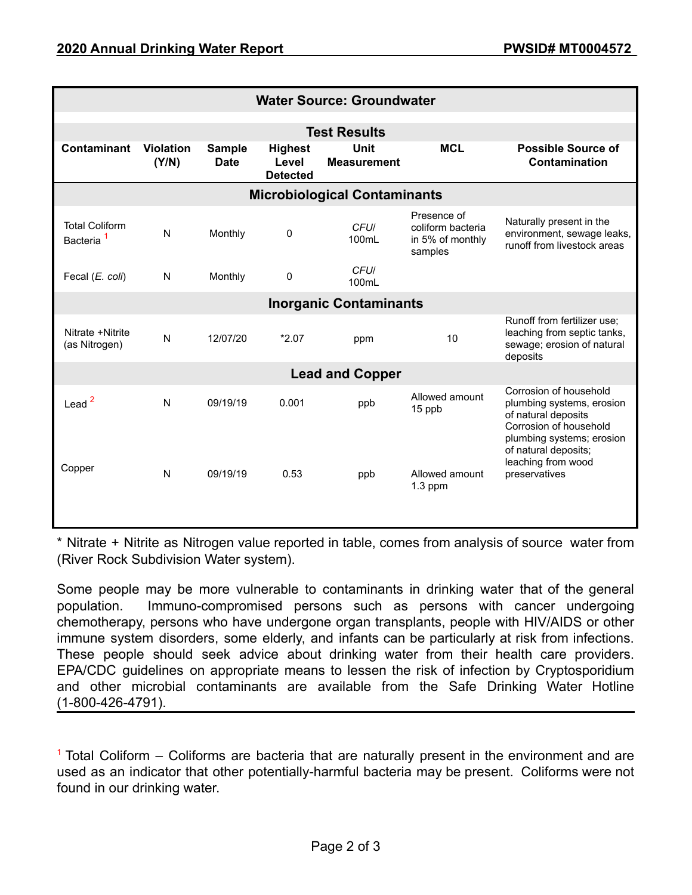| Water Source: Groundwater | | | | | | |
|---|---|---|---|---|---|---|
| **Test Results** | | | | | | |
| **Contaminant** | **Violation (Y/N)** | **Sample Date** | **Highest Level Detected** | **Unit Measurement** | **MCL** | **Possible Source of Contamination** |
| **Microbiological Contaminants** | | | | | | |
| Total Coliform Bacteria [1] | N | Monthly | 0 | *CFU/* 100mL | Presence of coliform bacteria in 5% of monthly samples | Naturally present in the environment, sewage leaks, runoff from livestock areas |
| Fecal (*E. coli*) | N | Monthly | 0 | *CFU/* 100mL | | |
| **Inorganic Contaminants** | | | | | | |
| Nitrate +Nitrite (as Nitrogen) | N | 12/07/20 | *2.07 | ppm | 10 | Runoff from fertilizer use; leaching from septic tanks, sewage; erosion of natural deposits |
| **Lead and Copper** | | | | | | |
| Lead [2] | N | 09/19/19 | 0.001 | ppb | Allowed amount 15 ppb | Corrosion of household plumbing systems, erosion of natural deposits |
| Copper | N | 09/19/19 | 0.53 | ppb | Allowed amount 1.3 ppm | Corrosion of household plumbing systems; erosion of natural deposits; leaching from wood preservatives |

* Nitrate + Nitrite as Nitrogen value reported in table, comes from analysis of source water from (River Rock Subdivision Water system).

Some people may be more vulnerable to contaminants in drinking water that of the general population. Immuno-compromised persons such as persons with cancer undergoing chemotherapy, persons who have undergone organ transplants, people with HIV/AIDS or other immune system disorders, some elderly, and infants can be particularly at risk from infections. These people should seek advice about drinking water from their health care providers. EPA/CDC guidelines on appropriate means to lessen the risk of infection by Cryptosporidium and other microbial contaminants are available from the Safe Drinking Water Hotline (1-800-426-4791).

[1] Total Coliform – Coliforms are bacteria that are naturally present in the environment and are used as an indicator that other potentially-harmful bacteria may be present. Coliforms were not found in our drinking water.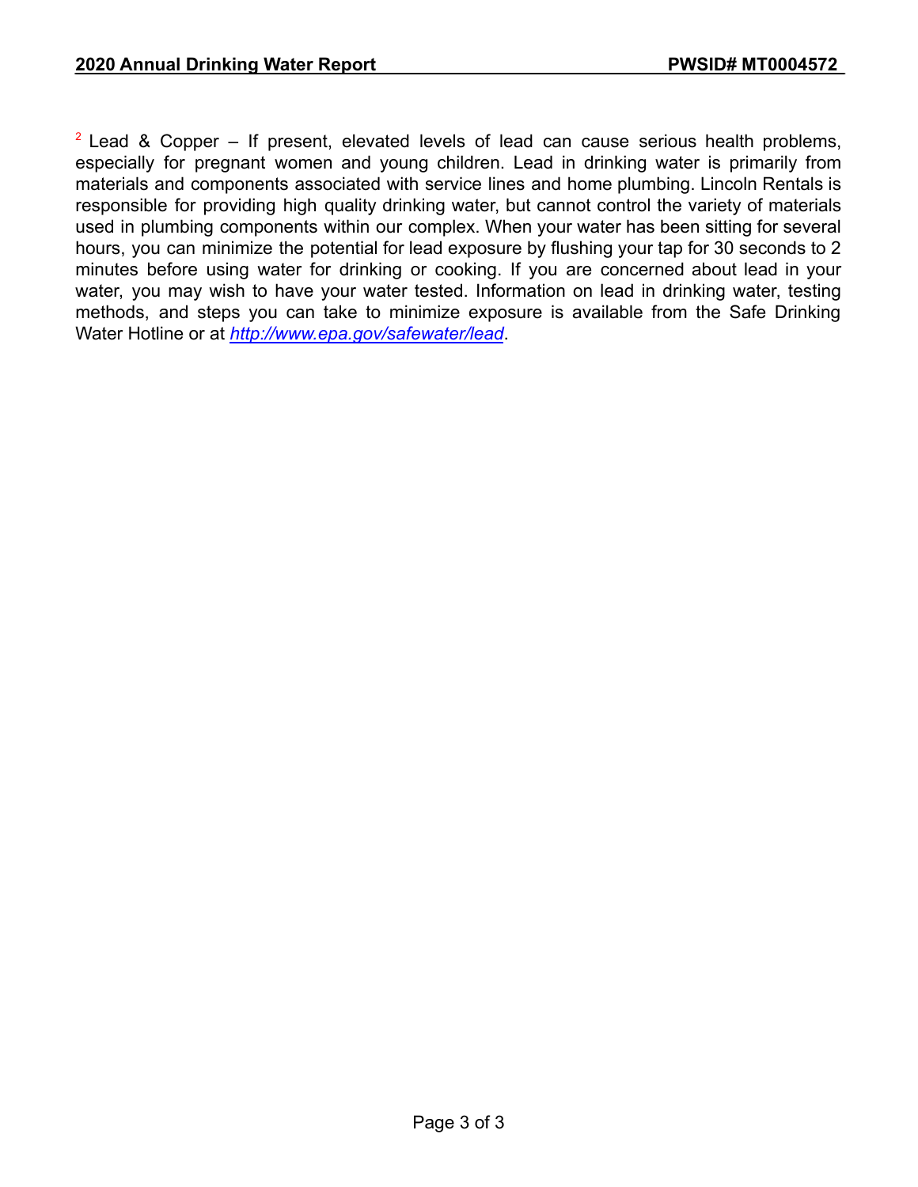[2] Lead & Copper – If present, elevated levels of lead can cause serious health problems, especially for pregnant women and young children. Lead in drinking water is primarily from materials and components associated with service lines and home plumbing. Lincoln Rentals is responsible for providing high quality drinking water, but cannot control the variety of materials used in plumbing components within our complex. When your water has been sitting for several hours, you can minimize the potential for lead exposure by flushing your tap for 30 seconds to 2 minutes before using water for drinking or cooking. If you are concerned about lead in your water, you may wish to have your water tested. Information on lead in drinking water, testing methods, and steps you can take to minimize exposure is available from the Safe Drinking Water Hotline or at *http://www.epa.gov/safewater/lead*.